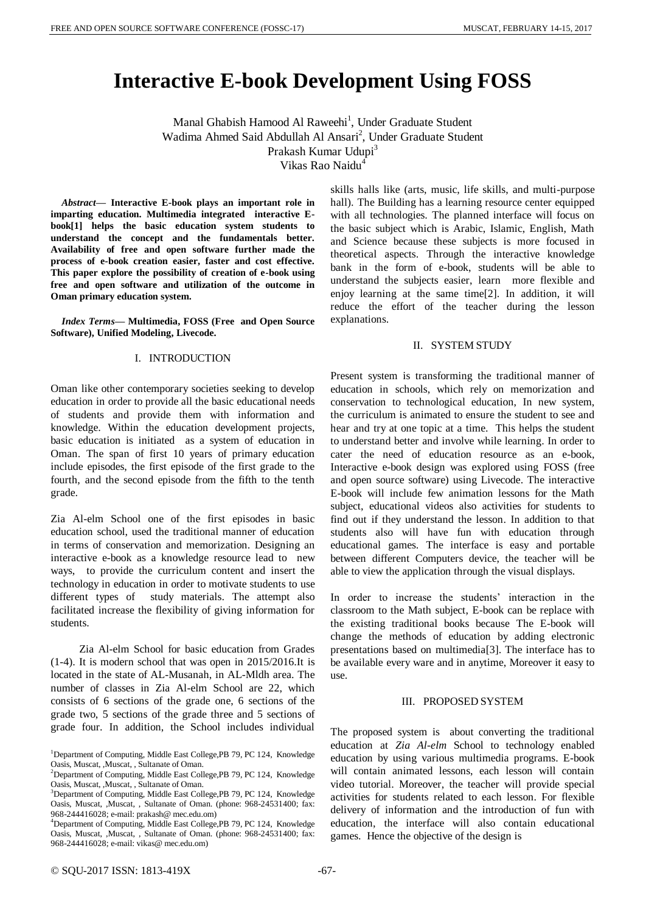# Interactive E-book Development Using FOSS

Manal Ghabish Hamood Al Raweehi[1], Under Graduate Student
Wadima Ahmed Said Abdullah Al Ansari[2], Under Graduate Student
Prakash Kumar Udupi[3]
Vikas Rao Naidu[4]

***Abstract*— Interactive E-book plays an important role in imparting education. Multimedia integrated interactive E-book[1] helps the basic education system students to understand the concept and the fundamentals better. Availability of free and open software further made the process of e-book creation easier, faster and cost effective. This paper explore the possibility of creation of e-book using free and open software and utilization of the outcome in Oman primary education system.**

***Index Terms*— Multimedia, FOSS (Free and Open Source Software), Unified Modeling, Livecode.**

## I. INTRODUCTION

Oman like other contemporary societies seeking to develop education in order to provide all the basic educational needs of students and provide them with information and knowledge. Within the education development projects, basic education is initiated as a system of education in Oman. The span of first 10 years of primary education include episodes, the first episode of the first grade to the fourth, and the second episode from the fifth to the tenth grade.

Zia Al-elm School one of the first episodes in basic education school, used the traditional manner of education in terms of conservation and memorization. Designing an interactive e-book as a knowledge resource lead to new ways, to provide the curriculum content and insert the technology in education in order to motivate students to use different types of study materials. The attempt also facilitated increase the flexibility of giving information for students.

Zia Al-elm School for basic education from Grades (1-4). It is modern school that was open in 2015/2016.It is located in the state of AL-Musanah, in AL-Mldh area. The number of classes in Zia Al-elm School are 22, which consists of 6 sections of the grade one, 6 sections of the grade two, 5 sections of the grade three and 5 sections of grade four. In addition, the School includes individual skills halls like (arts, music, life skills, and multi-purpose hall). The Building has a learning resource center equipped with all technologies. The planned interface will focus on the basic subject which is Arabic, Islamic, English, Math and Science because these subjects is more focused in theoretical aspects. Through the interactive knowledge bank in the form of e-book, students will be able to understand the subjects easier, learn more flexible and enjoy learning at the same time[2]. In addition, it will reduce the effort of the teacher during the lesson explanations.

## II. SYSTEM STUDY

Present system is transforming the traditional manner of education in schools, which rely on memorization and conservation to technological education, In new system, the curriculum is animated to ensure the student to see and hear and try at one topic at a time. This helps the student to understand better and involve while learning. In order to cater the need of education resource as an e-book, Interactive e-book design was explored using FOSS (free and open source software) using Livecode. The interactive E-book will include few animation lessons for the Math subject, educational videos also activities for students to find out if they understand the lesson. In addition to that students also will have fun with education through educational games. The interface is easy and portable between different Computers device, the teacher will be able to view the application through the visual displays.

In order to increase the students' interaction in the classroom to the Math subject, E-book can be replace with the existing traditional books because The E-book will change the methods of education by adding electronic presentations based on multimedia[3]. The interface has to be available every ware and in anytime, Moreover it easy to use.

## III. PROPOSED SYSTEM

The proposed system is about converting the traditional education at *Zia Al-elm* School to technology enabled education by using various multimedia programs. E-book will contain animated lessons, each lesson will contain video tutorial. Moreover, the teacher will provide special activities for students related to each lesson. For flexible delivery of information and the introduction of fun with education, the interface will also contain educational games. Hence the objective of the design is

[1]Department of Computing, Middle East College,PB 79, PC 124, Knowledge Oasis, Muscat, ,Muscat, , Sultanate of Oman.
[2]Department of Computing, Middle East College,PB 79, PC 124, Knowledge Oasis, Muscat, ,Muscat, , Sultanate of Oman.
[3]Department of Computing, Middle East College,PB 79, PC 124, Knowledge Oasis, Muscat, ,Muscat, , Sultanate of Oman. (phone: 968-24531400; fax: 968-244416028; e-mail: prakash@ mec.edu.om)
[4]Department of Computing, Middle East College,PB 79, PC 124, Knowledge Oasis, Muscat, ,Muscat, , Sultanate of Oman. (phone: 968-24531400; fax: 968-244416028; e-mail: vikas@ mec.edu.om)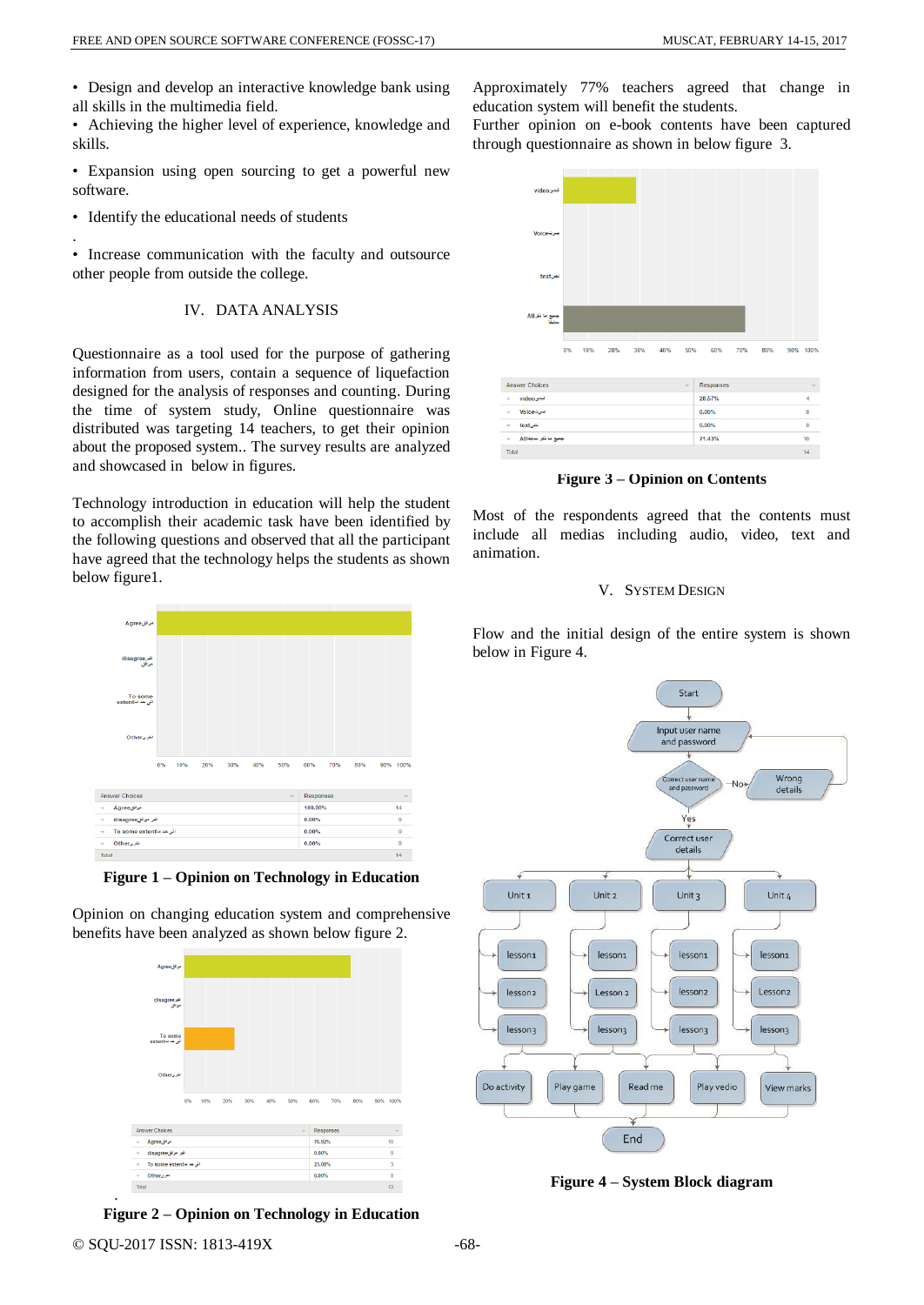- Design and develop an interactive knowledge bank using all skills in the multimedia field.
- Achieving the higher level of experience, knowledge and skills.
- Expansion using open sourcing to get a powerful new software.
- Identify the educational needs of students

.

- Increase communication with the faculty and outsource other people from outside the college.

## IV. DATA ANALYSIS

Questionnaire as a tool used for the purpose of gathering information from users, contain a sequence of liquefaction designed for the analysis of responses and counting. During the time of system study, Online questionnaire was distributed was targeting 14 teachers, to get their opinion about the proposed system.. The survey results are analyzed and showcased in below in figures.

Technology introduction in education will help the student to accomplish their academic task have been identified by the following questions and observed that all the participant have agreed that the technology helps the students as shown below figure1.

| Answer Choices | Responses | |
|---|---|---|
| Agree موافق | 100.00% | 14 |
| disagree غير موافق | 0.00% | 0 |
| To some extent الى حد ما | 0.00% | 0 |
| Other اخرى | 0.00% | 0 |
| Total | | 14 |

**Figure 1 – Opinion on Technology in Education**

Opinion on changing education system and comprehensive benefits have been analyzed as shown below figure 2.

| Answer Choices | Responses | |
|---|---|---|
| Agree موافق | 76.92% | 10 |
| disagree غير موافق | 0.00% | 0 |
| To some extent الى حد ما | 23.08% | 3 |
| Other اخرى | 0.00% | 0 |
| Total | | 13 |

**Figure 2 – Opinion on Technology in Education**

Approximately 77% teachers agreed that change in education system will benefit the students.

Further opinion on e-book contents have been captured through questionnaire as shown in below figure 3.

| Answer Choices | Responses | |
|---|---|---|
| video فيديو | 28.57% | 4 |
| Voice صوت | 0.00% | 0 |
| text نص | 0.00% | 0 |
| All جميع ما ذكر سابقا | 71.43% | 10 |
| Total | | 14 |

**Figure 3 – Opinion on Contents**

Most of the respondents agreed that the contents must include all medias including audio, video, text and animation.

## V. SYSTEM DESIGN

Flow and the initial design of the entire system is shown below in Figure 4.

**Figure 4 – System Block diagram**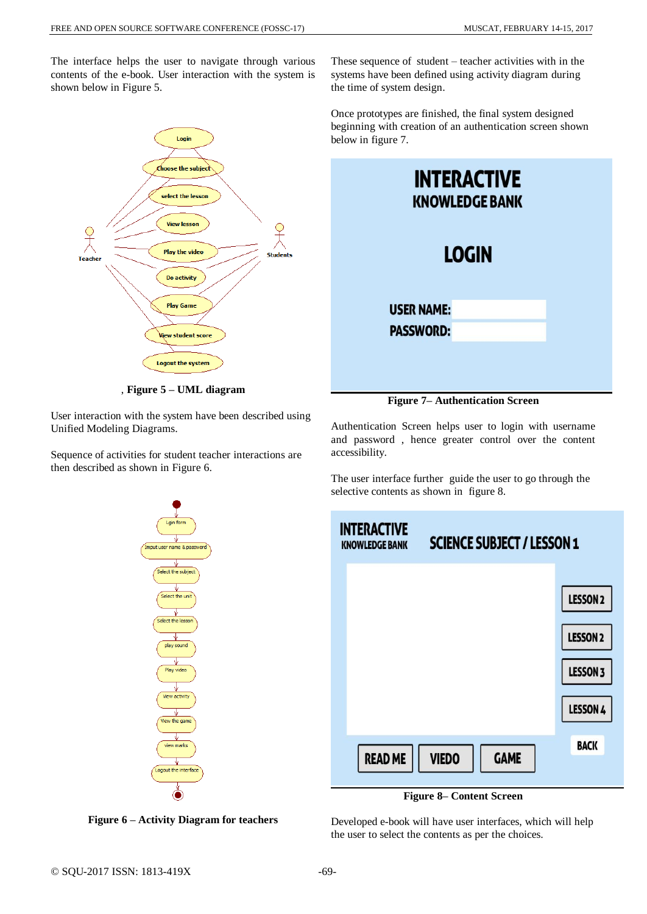The interface helps the user to navigate through various contents of the e-book. User interaction with the system is shown below in Figure 5.

, **Figure 5 – UML diagram**

User interaction with the system have been described using Unified Modeling Diagrams.

Sequence of activities for student teacher interactions are then described as shown in Figure 6.

**Figure 6 – Activity Diagram for teachers**

These sequence of student – teacher activities with in the systems have been defined using activity diagram during the time of system design.

Once prototypes are finished, the final system designed beginning with creation of an authentication screen shown below in figure 7.

**Figure 7– Authentication Screen**

Authentication Screen helps user to login with username and password , hence greater control over the content accessibility.

The user interface further guide the user to go through the selective contents as shown in figure 8.

**Figure 8– Content Screen**

Developed e-book will have user interfaces, which will help the user to select the contents as per the choices.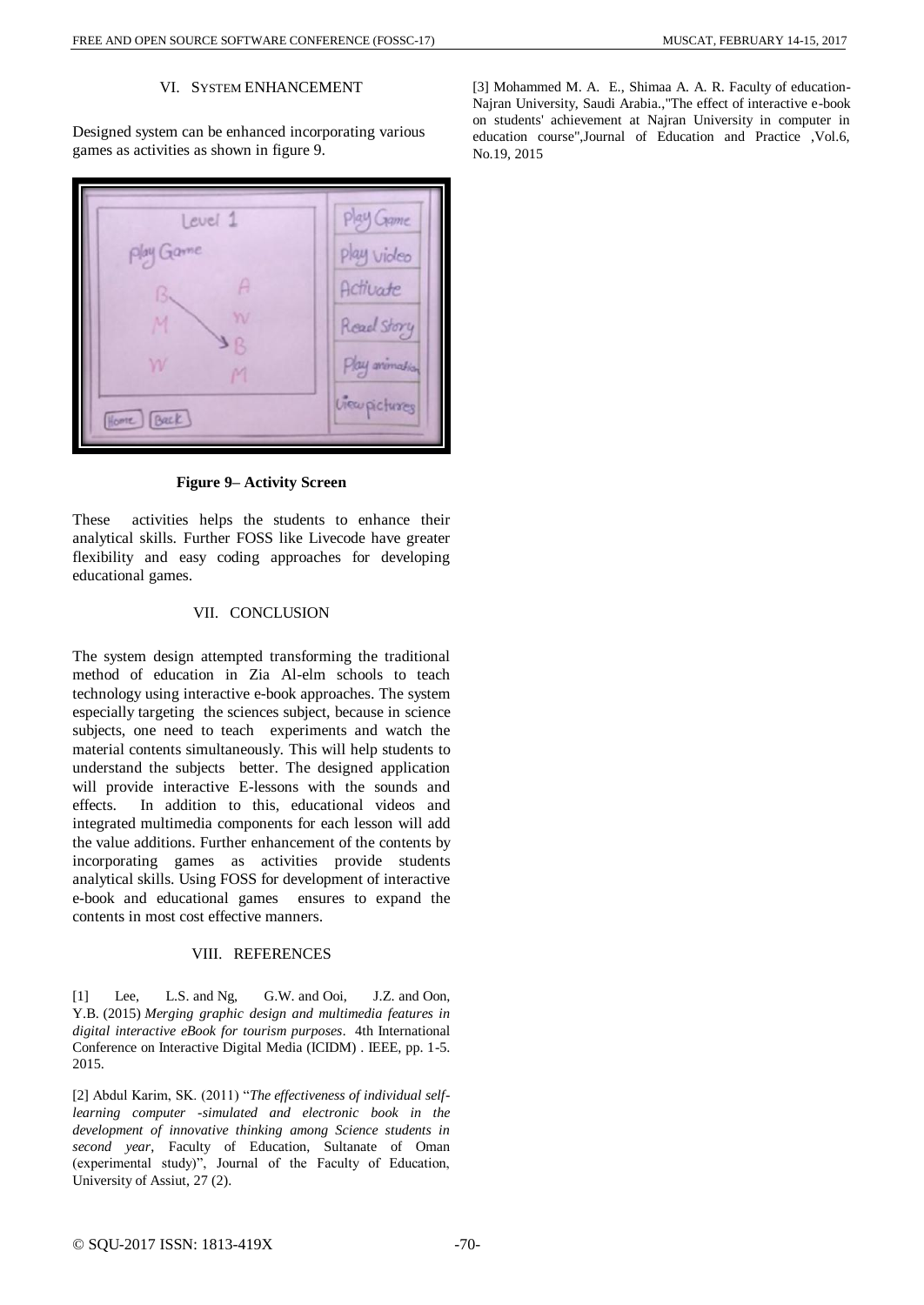## VI. System Enhancement

Designed system can be enhanced incorporating various games as activities as shown in figure 9.

**Figure 9– Activity Screen**

These activities helps the students to enhance their analytical skills. Further FOSS like Livecode have greater flexibility and easy coding approaches for developing educational games.

## VII. CONCLUSION

The system design attempted transforming the traditional method of education in Zia Al-elm schools to teach technology using interactive e-book approaches. The system especially targeting the sciences subject, because in science subjects, one need to teach experiments and watch the material contents simultaneously. This will help students to understand the subjects better. The designed application will provide interactive E-lessons with the sounds and effects. In addition to this, educational videos and integrated multimedia components for each lesson will add the value additions. Further enhancement of the contents by incorporating games as activities provide students analytical skills. Using FOSS for development of interactive e-book and educational games ensures to expand the contents in most cost effective manners.

## VIII. REFERENCES

[1] Lee, L.S. and Ng, G.W. and Ooi, J.Z. and Oon, Y.B. (2015) *Merging graphic design and multimedia features in digital interactive eBook for tourism purposes*. 4th International Conference on Interactive Digital Media (ICIDM) . IEEE, pp. 1-5. 2015.

[2] Abdul Karim, SK. (2011) "*The effectiveness of individual self-learning computer -simulated and electronic book in the development of innovative thinking among Science students in second year*, Faculty of Education, Sultanate of Oman (experimental study)", Journal of the Faculty of Education, University of Assiut, 27 (2).

[3] Mohammed M. A. E., Shimaa A. A. R. Faculty of education-Najran University, Saudi Arabia.,"The effect of interactive e-book on students' achievement at Najran University in computer in education course",Journal of Education and Practice ,Vol.6, No.19, 2015